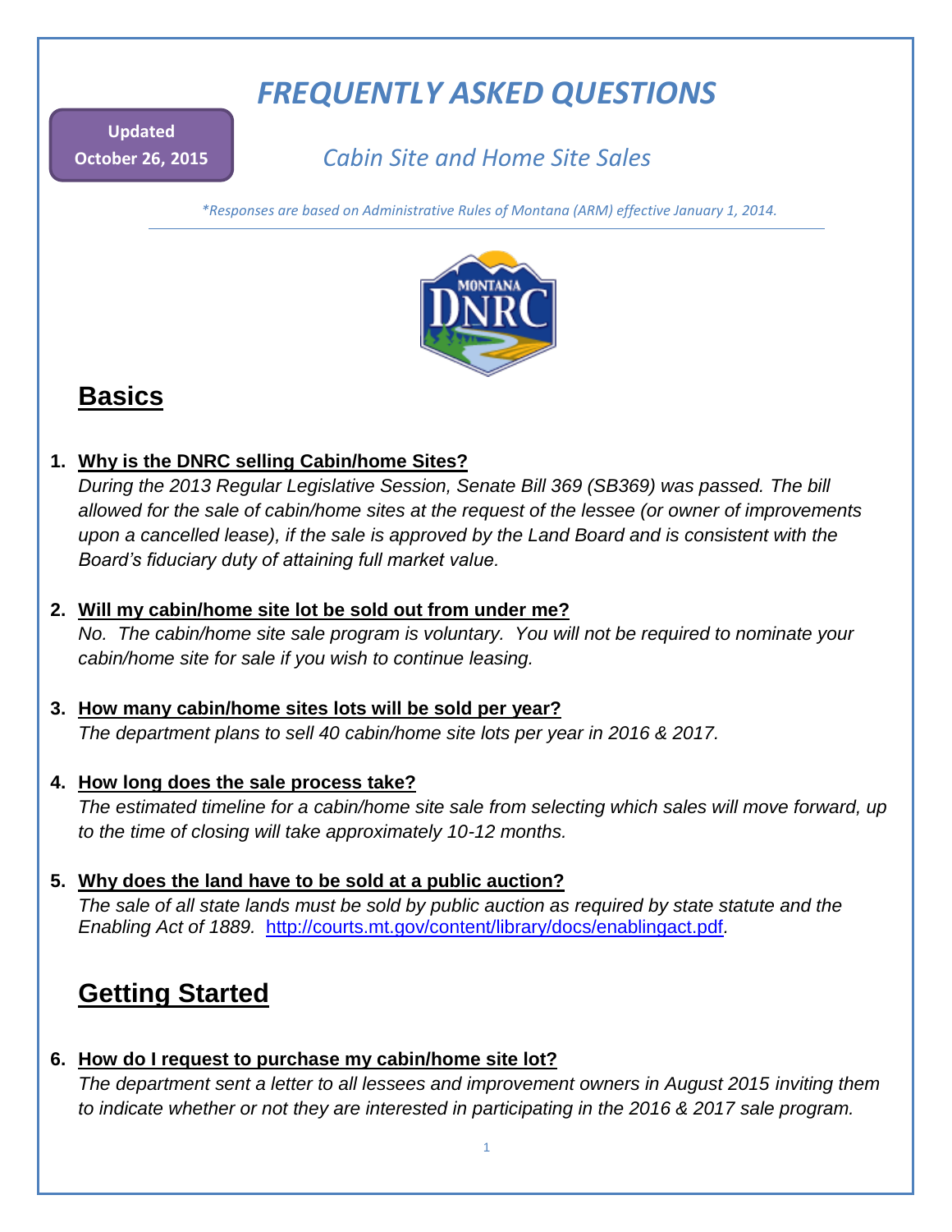# *FREQUENTLY ASKED QUESTIONS*

**Updated**
**October 26, 2015**

*Cabin Site and Home Site Sales*

**Responses are based on Administrative Rules of Montana (ARM) effective January 1, 2014.*

## Basics

1. **Why is the DNRC selling Cabin/home Sites?**
   *During the 2013 Regular Legislative Session, Senate Bill 369 (SB369) was passed. The bill allowed for the sale of cabin/home sites at the request of the lessee (or owner of improvements upon a cancelled lease), if the sale is approved by the Land Board and is consistent with the Board's fiduciary duty of attaining full market value.*

2. **Will my cabin/home site lot be sold out from under me?**
   *No. The cabin/home site sale program is voluntary. You will not be required to nominate your cabin/home site for sale if you wish to continue leasing.*

3. **How many cabin/home sites lots will be sold per year?**
   *The department plans to sell 40 cabin/home site lots per year in 2016 & 2017.*

4. **How long does the sale process take?**
   *The estimated timeline for a cabin/home site sale from selecting which sales will move forward, up to the time of closing will take approximately 10-12 months.*

5. **Why does the land have to be sold at a public auction?**
   *The sale of all state lands must be sold by public auction as required by state statute and the Enabling Act of 1889.* http://courts.mt.gov/content/library/docs/enablingact.pdf.

## Getting Started

6. **How do I request to purchase my cabin/home site lot?**
   *The department sent a letter to all lessees and improvement owners in August 2015 inviting them to indicate whether or not they are interested in participating in the 2016 & 2017 sale program.*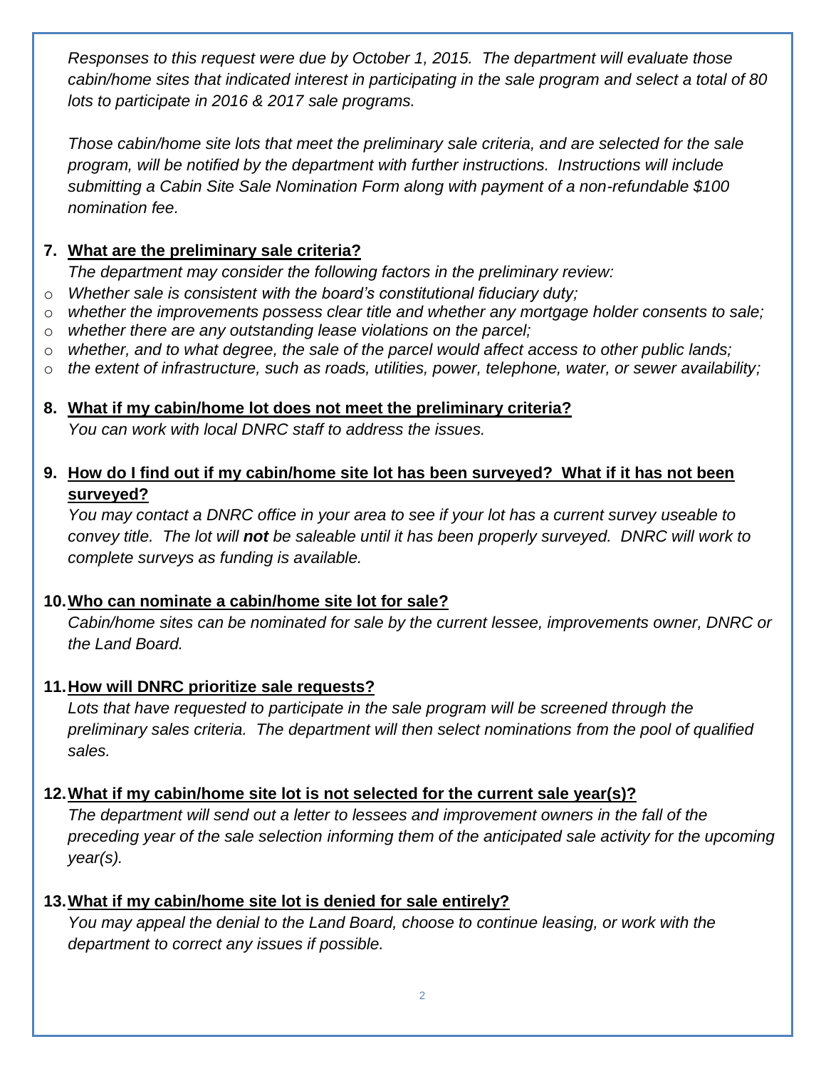*Responses to this request were due by October 1, 2015. The department will evaluate those cabin/home sites that indicated interest in participating in the sale program and select a total of 80 lots to participate in 2016 & 2017 sale programs.*

*Those cabin/home site lots that meet the preliminary sale criteria, and are selected for the sale program, will be notified by the department with further instructions. Instructions will include submitting a Cabin Site Sale Nomination Form along with payment of a non-refundable $100 nomination fee.*

7. **What are the preliminary sale criteria?**

   *The department may consider the following factors in the preliminary review:*

- *Whether sale is consistent with the board's constitutional fiduciary duty;*
- *whether the improvements possess clear title and whether any mortgage holder consents to sale;*
- *whether there are any outstanding lease violations on the parcel;*
- *whether, and to what degree, the sale of the parcel would affect access to other public lands;*
- *the extent of infrastructure, such as roads, utilities, power, telephone, water, or sewer availability;*

8. **What if my cabin/home lot does not meet the preliminary criteria?**

   *You can work with local DNRC staff to address the issues.*

9. **How do I find out if my cabin/home site lot has been surveyed? What if it has not been surveyed?**

   *You may contact a DNRC office in your area to see if your lot has a current survey useable to convey title. The lot will **not** be saleable until it has been properly surveyed. DNRC will work to complete surveys as funding is available.*

10. **Who can nominate a cabin/home site lot for sale?**

    *Cabin/home sites can be nominated for sale by the current lessee, improvements owner, DNRC or the Land Board.*

11. **How will DNRC prioritize sale requests?**

    *Lots that have requested to participate in the sale program will be screened through the preliminary sales criteria. The department will then select nominations from the pool of qualified sales.*

12. **What if my cabin/home site lot is not selected for the current sale year(s)?**

    *The department will send out a letter to lessees and improvement owners in the fall of the preceding year of the sale selection informing them of the anticipated sale activity for the upcoming year(s).*

13. **What if my cabin/home site lot is denied for sale entirely?**

    *You may appeal the denial to the Land Board, choose to continue leasing, or work with the department to correct any issues if possible.*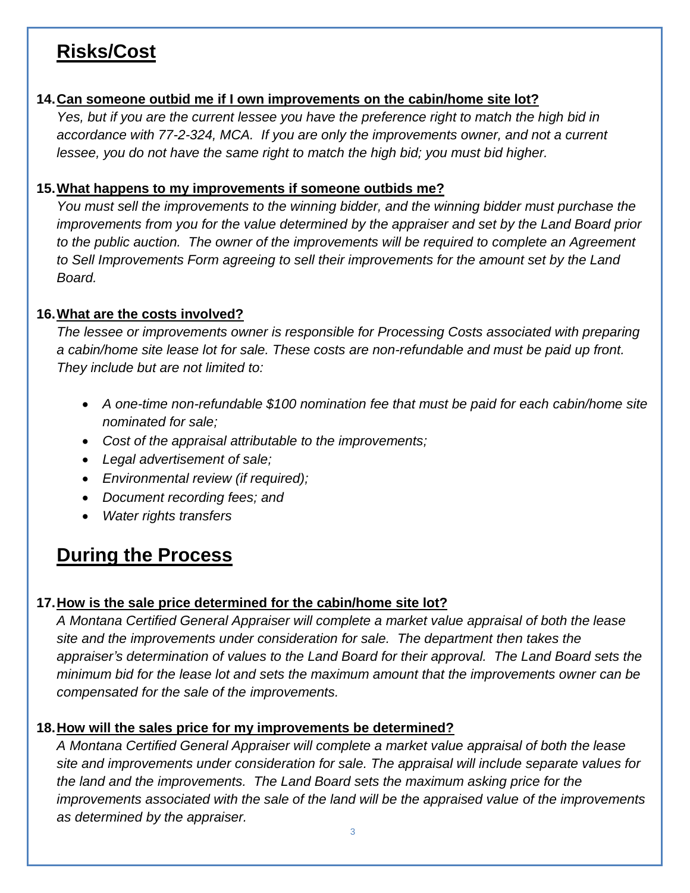## Risks/Cost

**14. Can someone outbid me if I own improvements on the cabin/home site lot?**

*Yes, but if you are the current lessee you have the preference right to match the high bid in accordance with 77-2-324, MCA. If you are only the improvements owner, and not a current lessee, you do not have the same right to match the high bid; you must bid higher.*

**15. What happens to my improvements if someone outbids me?**

*You must sell the improvements to the winning bidder, and the winning bidder must purchase the improvements from you for the value determined by the appraiser and set by the Land Board prior to the public auction. The owner of the improvements will be required to complete an Agreement to Sell Improvements Form agreeing to sell their improvements for the amount set by the Land Board.*

**16. What are the costs involved?**

*The lessee or improvements owner is responsible for Processing Costs associated with preparing a cabin/home site lease lot for sale. These costs are non-refundable and must be paid up front. They include but are not limited to:*

- *A one-time non-refundable $100 nomination fee that must be paid for each cabin/home site nominated for sale;*
- *Cost of the appraisal attributable to the improvements;*
- *Legal advertisement of sale;*
- *Environmental review (if required);*
- *Document recording fees; and*
- *Water rights transfers*

## During the Process

**17. How is the sale price determined for the cabin/home site lot?**

*A Montana Certified General Appraiser will complete a market value appraisal of both the lease site and the improvements under consideration for sale. The department then takes the appraiser's determination of values to the Land Board for their approval. The Land Board sets the minimum bid for the lease lot and sets the maximum amount that the improvements owner can be compensated for the sale of the improvements.*

**18. How will the sales price for my improvements be determined?**

*A Montana Certified General Appraiser will complete a market value appraisal of both the lease site and improvements under consideration for sale. The appraisal will include separate values for the land and the improvements. The Land Board sets the maximum asking price for the improvements associated with the sale of the land will be the appraised value of the improvements as determined by the appraiser.*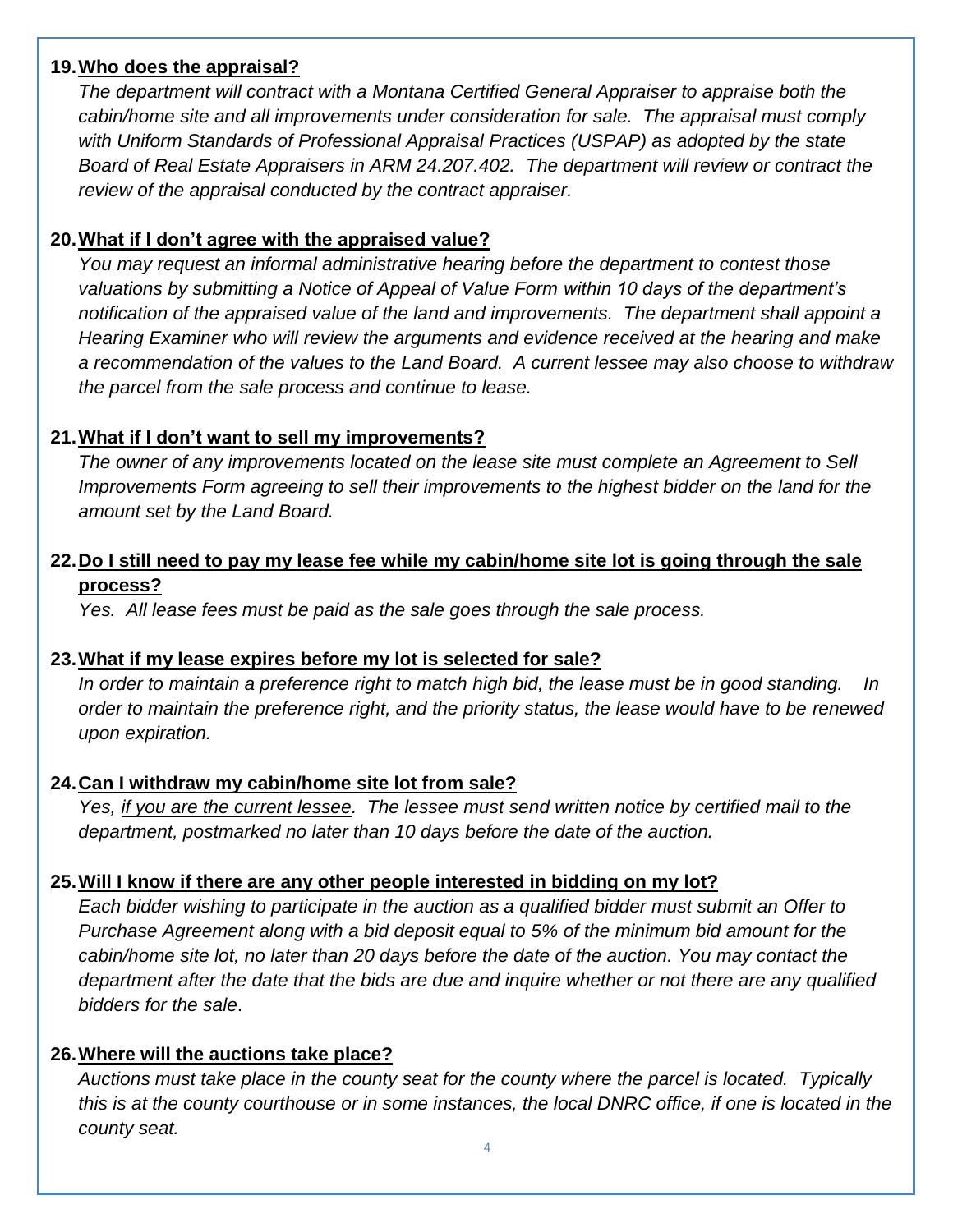19. **<u>Who does the appraisal?</u>**

    *The department will contract with a Montana Certified General Appraiser to appraise both the cabin/home site and all improvements under consideration for sale. The appraisal must comply with Uniform Standards of Professional Appraisal Practices (USPAP) as adopted by the state Board of Real Estate Appraisers in ARM 24.207.402. The department will review or contract the review of the appraisal conducted by the contract appraiser.*

20. **<u>What if I don't agree with the appraised value?</u>**

    *You may request an informal administrative hearing before the department to contest those valuations by submitting a Notice of Appeal of Value Form within 10 days of the department's notification of the appraised value of the land and improvements. The department shall appoint a Hearing Examiner who will review the arguments and evidence received at the hearing and make a recommendation of the values to the Land Board. A current lessee may also choose to withdraw the parcel from the sale process and continue to lease.*

21. **<u>What if I don't want to sell my improvements?</u>**

    *The owner of any improvements located on the lease site must complete an Agreement to Sell Improvements Form agreeing to sell their improvements to the highest bidder on the land for the amount set by the Land Board.*

22. **<u>Do I still need to pay my lease fee while my cabin/home site lot is going through the sale process?</u>**

    *Yes. All lease fees must be paid as the sale goes through the sale process.*

23. **<u>What if my lease expires before my lot is selected for sale?</u>**

    *In order to maintain a preference right to match high bid, the lease must be in good standing. In order to maintain the preference right, and the priority status, the lease would have to be renewed upon expiration.*

24. **<u>Can I withdraw my cabin/home site lot from sale?</u>**

    *Yes, <u>if you are the current lessee</u>. The lessee must send written notice by certified mail to the department, postmarked no later than 10 days before the date of the auction.*

25. **<u>Will I know if there are any other people interested in bidding on my lot?</u>**

    *Each bidder wishing to participate in the auction as a qualified bidder must submit an Offer to Purchase Agreement along with a bid deposit equal to 5% of the minimum bid amount for the cabin/home site lot, no later than 20 days before the date of the auction. You may contact the department after the date that the bids are due and inquire whether or not there are any qualified bidders for the sale.*

26. **<u>Where will the auctions take place?</u>**

    *Auctions must take place in the county seat for the county where the parcel is located. Typically this is at the county courthouse or in some instances, the local DNRC office, if one is located in the county seat.*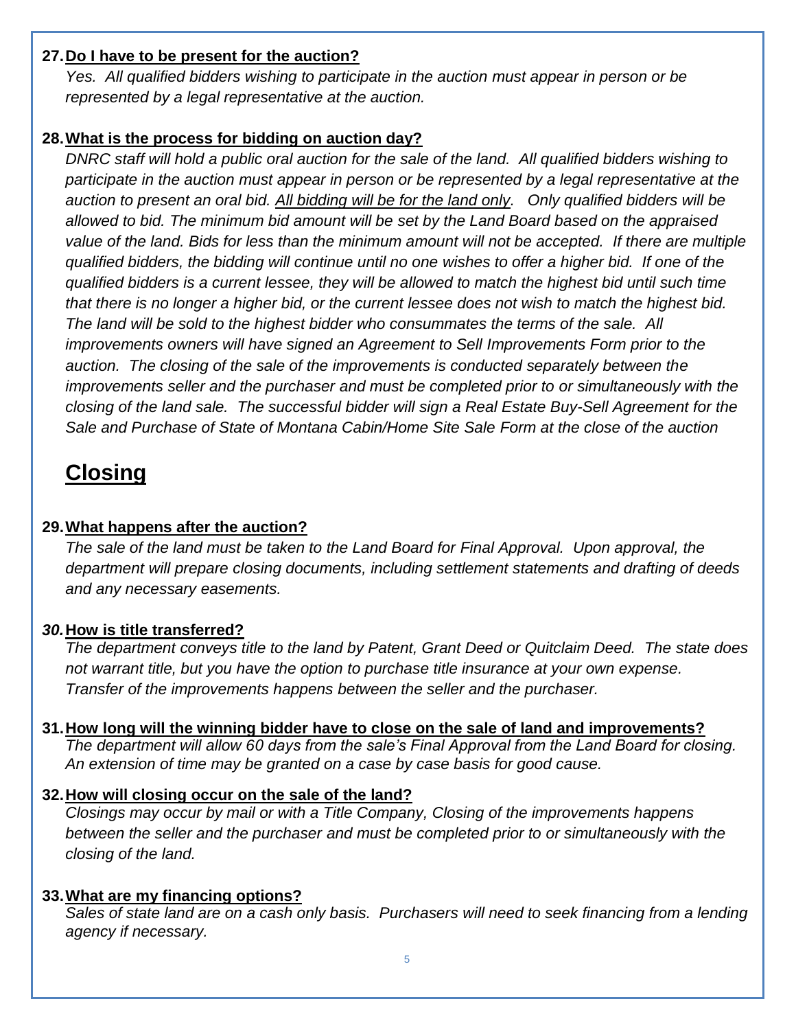**27. Do I have to be present for the auction?**

*Yes. All qualified bidders wishing to participate in the auction must appear in person or be represented by a legal representative at the auction.*

**28. What is the process for bidding on auction day?**

*DNRC staff will hold a public oral auction for the sale of the land. All qualified bidders wishing to participate in the auction must appear in person or be represented by a legal representative at the auction to present an oral bid. All bidding will be for the land only. Only qualified bidders will be allowed to bid. The minimum bid amount will be set by the Land Board based on the appraised value of the land. Bids for less than the minimum amount will not be accepted. If there are multiple qualified bidders, the bidding will continue until no one wishes to offer a higher bid. If one of the qualified bidders is a current lessee, they will be allowed to match the highest bid until such time that there is no longer a higher bid, or the current lessee does not wish to match the highest bid. The land will be sold to the highest bidder who consummates the terms of the sale. All improvements owners will have signed an Agreement to Sell Improvements Form prior to the auction. The closing of the sale of the improvements is conducted separately between the improvements seller and the purchaser and must be completed prior to or simultaneously with the closing of the land sale. The successful bidder will sign a Real Estate Buy-Sell Agreement for the Sale and Purchase of State of Montana Cabin/Home Site Sale Form at the close of the auction*

# Closing

**29. What happens after the auction?**

*The sale of the land must be taken to the Land Board for Final Approval. Upon approval, the department will prepare closing documents, including settlement statements and drafting of deeds and any necessary easements.*

***30.* How is title transferred?**

*The department conveys title to the land by Patent, Grant Deed or Quitclaim Deed. The state does not warrant title, but you have the option to purchase title insurance at your own expense. Transfer of the improvements happens between the seller and the purchaser.*

**31. How long will the winning bidder have to close on the sale of land and improvements?**

*The department will allow 60 days from the sale's Final Approval from the Land Board for closing. An extension of time may be granted on a case by case basis for good cause.*

**32. How will closing occur on the sale of the land?**

*Closings may occur by mail or with a Title Company, Closing of the improvements happens between the seller and the purchaser and must be completed prior to or simultaneously with the closing of the land.*

**33. What are my financing options?**

*Sales of state land are on a cash only basis. Purchasers will need to seek financing from a lending agency if necessary.*